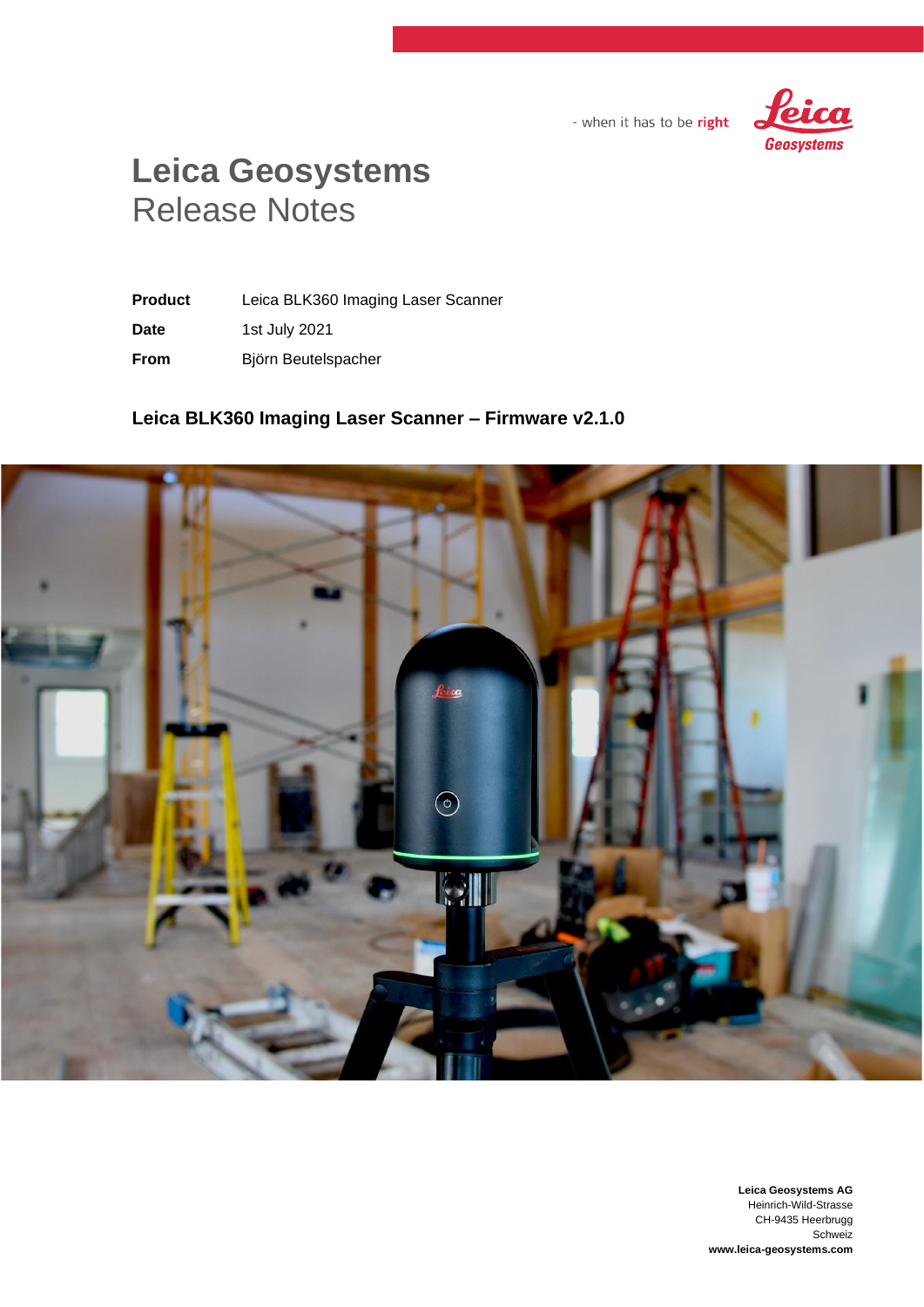- when it has to be **right**

# Leica Geosystems
## Release Notes

| | |
|---|---|
| **Product** | Leica BLK360 Imaging Laser Scanner |
| **Date** | 1st July 2021 |
| **From** | Björn Beutelspacher |

### Leica BLK360 Imaging Laser Scanner – Firmware v2.1.0

**Leica Geosystems AG**
Heinrich-Wild-Strasse
CH-9435 Heerbrugg
Schweiz
**www.leica-geosystems.com**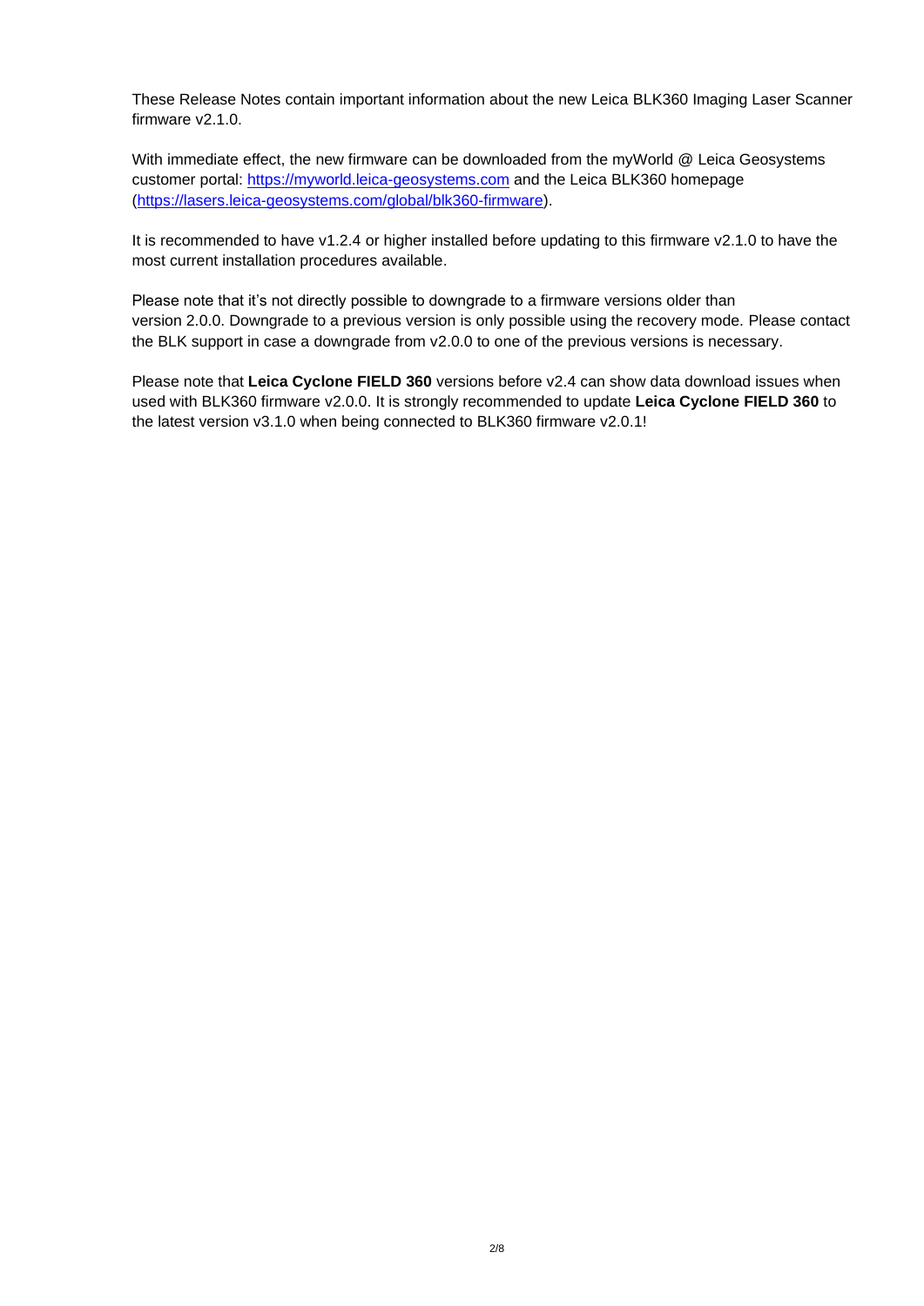These Release Notes contain important information about the new Leica BLK360 Imaging Laser Scanner firmware v2.1.0.

With immediate effect, the new firmware can be downloaded from the myWorld @ Leica Geosystems customer portal: [https://myworld.leica-geosystems.com](https://myworld.leica-geosystems.com) and the Leica BLK360 homepage ([https://lasers.leica-geosystems.com/global/blk360-firmware](https://lasers.leica-geosystems.com/global/blk360-firmware)).

It is recommended to have v1.2.4 or higher installed before updating to this firmware v2.1.0 to have the most current installation procedures available.

Please note that it's not directly possible to downgrade to a firmware versions older than version 2.0.0. Downgrade to a previous version is only possible using the recovery mode. Please contact the BLK support in case a downgrade from v2.0.0 to one of the previous versions is necessary.

Please note that **Leica Cyclone FIELD 360** versions before v2.4 can show data download issues when used with BLK360 firmware v2.0.0. It is strongly recommended to update **Leica Cyclone FIELD 360** to the latest version v3.1.0 when being connected to BLK360 firmware v2.0.1!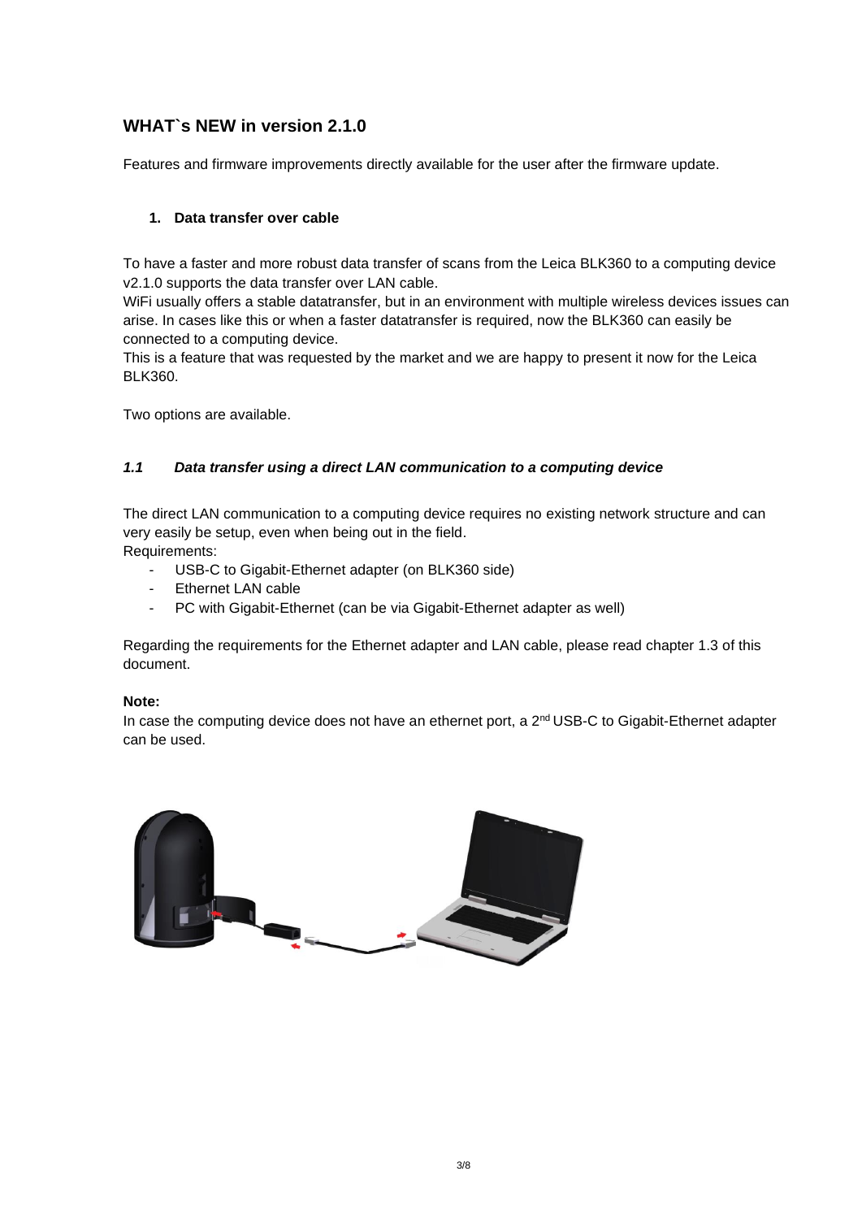## WHAT`s NEW in version 2.1.0

Features and firmware improvements directly available for the user after the firmware update.

### 1. Data transfer over cable

To have a faster and more robust data transfer of scans from the Leica BLK360 to a computing device v2.1.0 supports the data transfer over LAN cable.
WiFi usually offers a stable datatransfer, but in an environment with multiple wireless devices issues can arise. In cases like this or when a faster datatransfer is required, now the BLK360 can easily be connected to a computing device.
This is a feature that was requested by the market and we are happy to present it now for the Leica BLK360.

Two options are available.

#### *1.1 Data transfer using a direct LAN communication to a computing device*

The direct LAN communication to a computing device requires no existing network structure and can very easily be setup, even when being out in the field.
Requirements:

- USB-C to Gigabit-Ethernet adapter (on BLK360 side)
- Ethernet LAN cable
- PC with Gigabit-Ethernet (can be via Gigabit-Ethernet adapter as well)

Regarding the requirements for the Ethernet adapter and LAN cable, please read chapter 1.3 of this document.

**Note:**
In case the computing device does not have an ethernet port, a 2nd USB-C to Gigabit-Ethernet adapter can be used.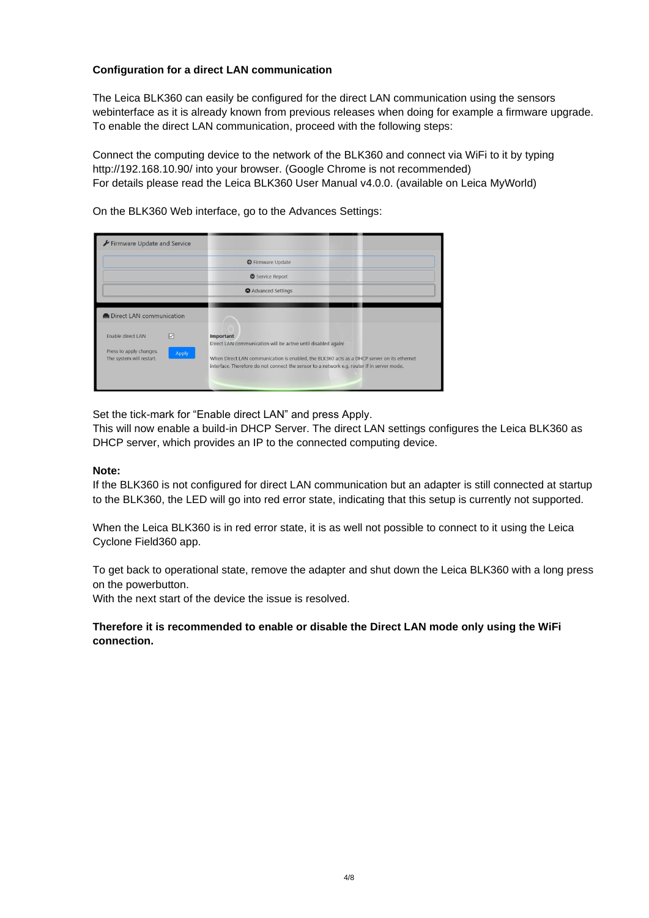**Configuration for a direct LAN communication**

The Leica BLK360 can easily be configured for the direct LAN communication using the sensors webinterface as it is already known from previous releases when doing for example a firmware upgrade. To enable the direct LAN communication, proceed with the following steps:

Connect the computing device to the network of the BLK360 and connect via WiFi to it by typing http://192.168.10.90/ into your browser. (Google Chrome is not recommended)
For details please read the Leica BLK360 User Manual v4.0.0. (available on Leica MyWorld)

On the BLK360 Web interface, go to the Advances Settings:

Set the tick-mark for “Enable direct LAN” and press Apply.
This will now enable a build-in DHCP Server. The direct LAN settings configures the Leica BLK360 as DHCP server, which provides an IP to the connected computing device.

**Note:**
If the BLK360 is not configured for direct LAN communication but an adapter is still connected at startup to the BLK360, the LED will go into red error state, indicating that this setup is currently not supported.

When the Leica BLK360 is in red error state, it is as well not possible to connect to it using the Leica Cyclone Field360 app.

To get back to operational state, remove the adapter and shut down the Leica BLK360 with a long press on the powerbutton.
With the next start of the device the issue is resolved.

**Therefore it is recommended to enable or disable the Direct LAN mode only using the WiFi connection.**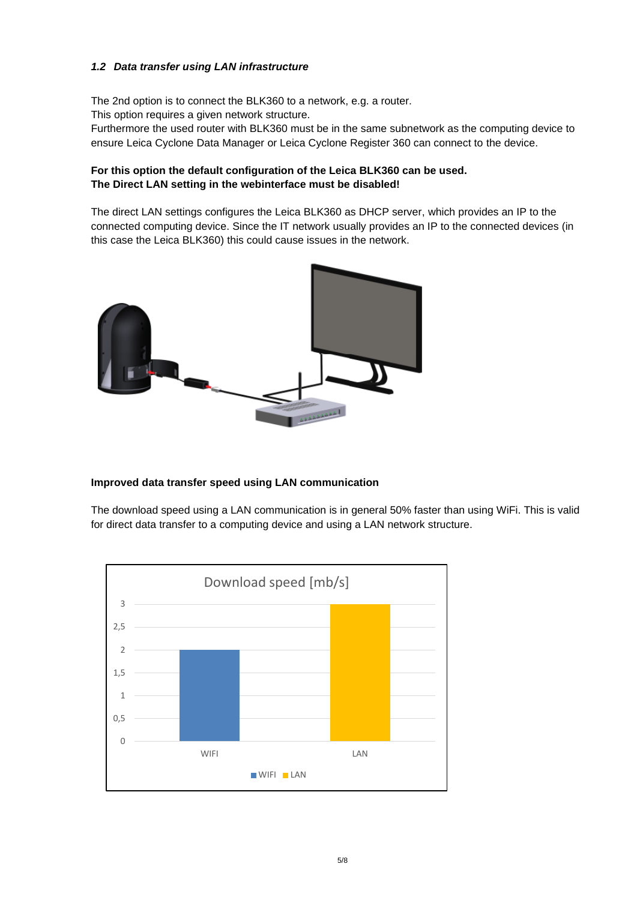### *1.2 Data transfer using LAN infrastructure*

The 2nd option is to connect the BLK360 to a network, e.g. a router.
This option requires a given network structure.
Furthermore the used router with BLK360 must be in the same subnetwork as the computing device to ensure Leica Cyclone Data Manager or Leica Cyclone Register 360 can connect to the device.

**For this option the default configuration of the Leica BLK360 can be used.**
**The Direct LAN setting in the webinterface must be disabled!**

The direct LAN settings configures the Leica BLK360 as DHCP server, which provides an IP to the connected computing device. Since the IT network usually provides an IP to the connected devices (in this case the Leica BLK360) this could cause issues in the network.

**Improved data transfer speed using LAN communication**

The download speed using a LAN communication is in general 50% faster than using WiFi. This is valid for direct data transfer to a computing device and using a LAN network structure.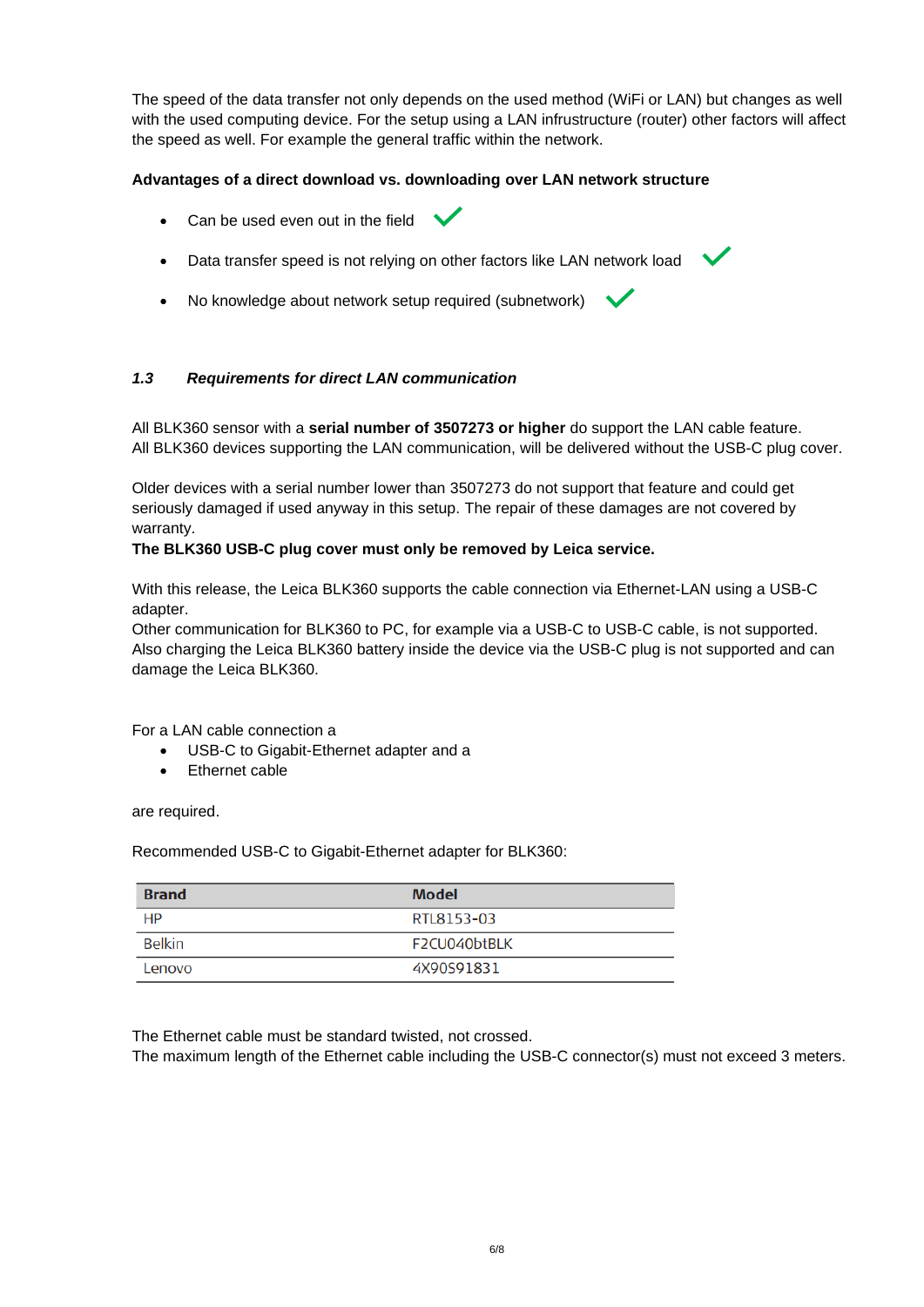The speed of the data transfer not only depends on the used method (WiFi or LAN) but changes as well with the used computing device. For the setup using a LAN infrustructure (router) other factors will affect the speed as well. For example the general traffic within the network.

**Advantages of a direct download vs. downloading over LAN network structure**

- Can be used even out in the field ✓
- Data transfer speed is not relying on other factors like LAN network load ✓
- No knowledge about network setup required (subnetwork) ✓

### *1.3 Requirements for direct LAN communication*

All BLK360 sensor with a **serial number of 3507273 or higher** do support the LAN cable feature.
All BLK360 devices supporting the LAN communication, will be delivered without the USB-C plug cover.

Older devices with a serial number lower than 3507273 do not support that feature and could get seriously damaged if used anyway in this setup. The repair of these damages are not covered by warranty.
**The BLK360 USB-C plug cover must only be removed by Leica service.**

With this release, the Leica BLK360 supports the cable connection via Ethernet-LAN using a USB-C adapter.
Other communication for BLK360 to PC, for example via a USB-C to USB-C cable, is not supported. Also charging the Leica BLK360 battery inside the device via the USB-C plug is not supported and can damage the Leica BLK360.

For a LAN cable connection a

- USB-C to Gigabit-Ethernet adapter and a
- Ethernet cable

are required.

Recommended USB-C to Gigabit-Ethernet adapter for BLK360:

| Brand | Model |
| --- | --- |
| HP | RTL8153-03 |
| Belkin | F2CU040btBLK |
| Lenovo | 4X90S91831 |

The Ethernet cable must be standard twisted, not crossed.
The maximum length of the Ethernet cable including the USB-C connector(s) must not exceed 3 meters.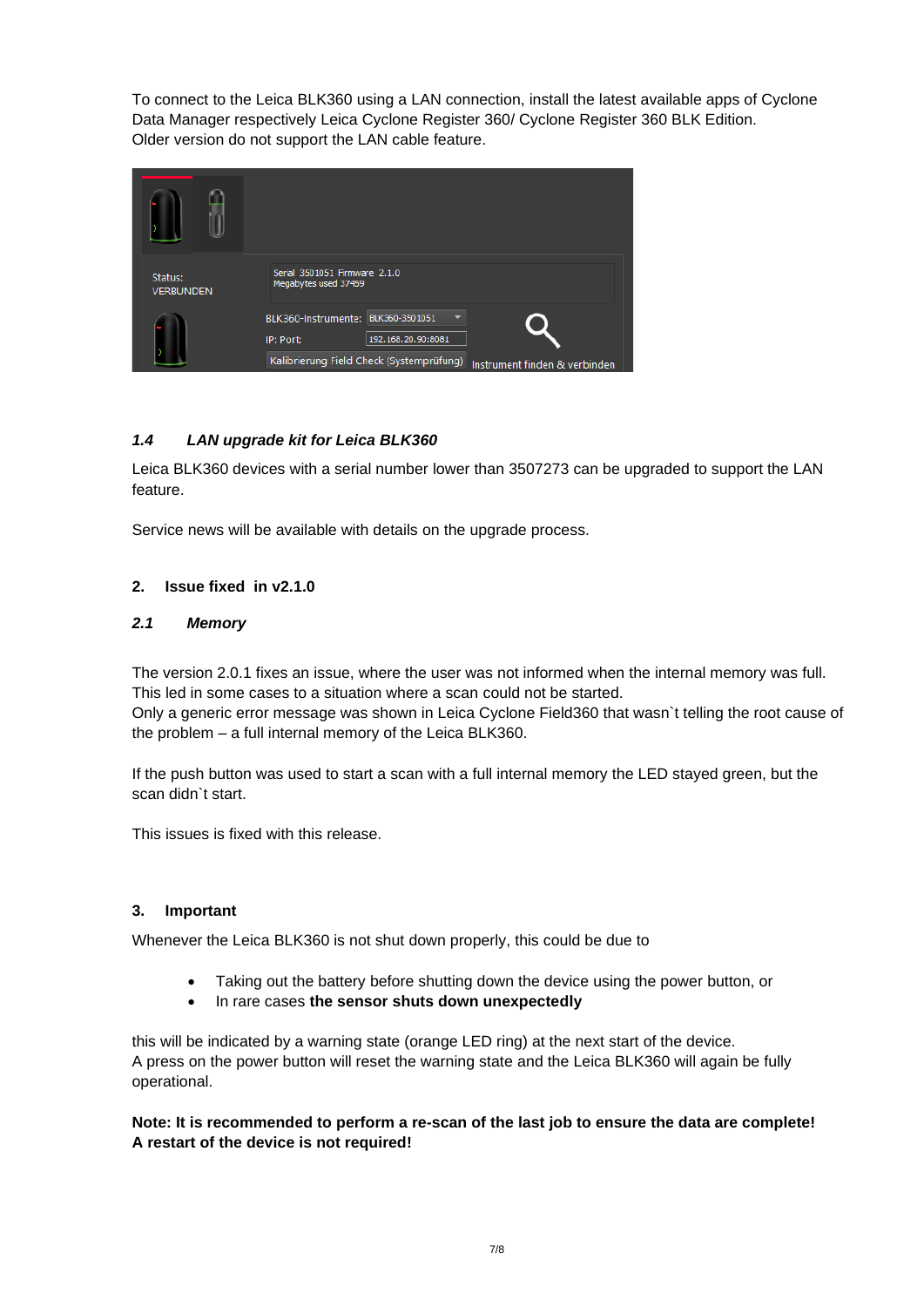To connect to the Leica BLK360 using a LAN connection, install the latest available apps of Cyclone Data Manager respectively Leica Cyclone Register 360/ Cyclone Register 360 BLK Edition. Older version do not support the LAN cable feature.

### *1.4 LAN upgrade kit for Leica BLK360*

Leica BLK360 devices with a serial number lower than 3507273 can be upgraded to support the LAN feature.

Service news will be available with details on the upgrade process.

## 2. Issue fixed in v2.1.0

### *2.1 Memory*

The version 2.0.1 fixes an issue, where the user was not informed when the internal memory was full. This led in some cases to a situation where a scan could not be started.
Only a generic error message was shown in Leica Cyclone Field360 that wasn`t telling the root cause of the problem – a full internal memory of the Leica BLK360.

If the push button was used to start a scan with a full internal memory the LED stayed green, but the scan didn`t start.

This issues is fixed with this release.

## 3. Important

Whenever the Leica BLK360 is not shut down properly, this could be due to

- Taking out the battery before shutting down the device using the power button, or
- In rare cases **the sensor shuts down unexpectedly**

this will be indicated by a warning state (orange LED ring) at the next start of the device.
A press on the power button will reset the warning state and the Leica BLK360 will again be fully operational.

**Note: It is recommended to perform a re-scan of the last job to ensure the data are complete! A restart of the device is not required!**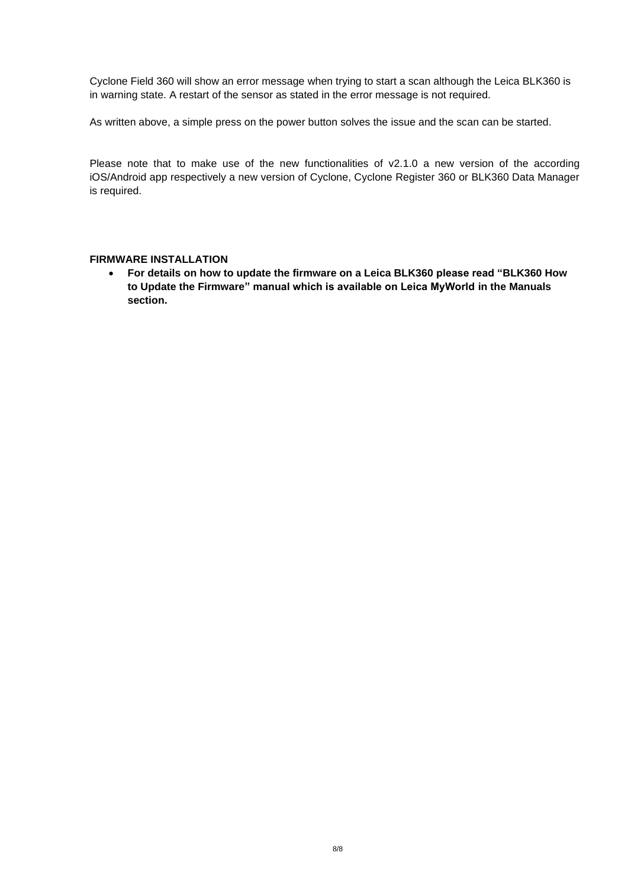Cyclone Field 360 will show an error message when trying to start a scan although the Leica BLK360 is in warning state. A restart of the sensor as stated in the error message is not required.

As written above, a simple press on the power button solves the issue and the scan can be started.

Please note that to make use of the new functionalities of v2.1.0 a new version of the according iOS/Android app respectively a new version of Cyclone, Cyclone Register 360 or BLK360 Data Manager is required.

**FIRMWARE INSTALLATION**

- **For details on how to update the firmware on a Leica BLK360 please read “BLK360 How to Update the Firmware” manual which is available on Leica MyWorld in the Manuals section.**